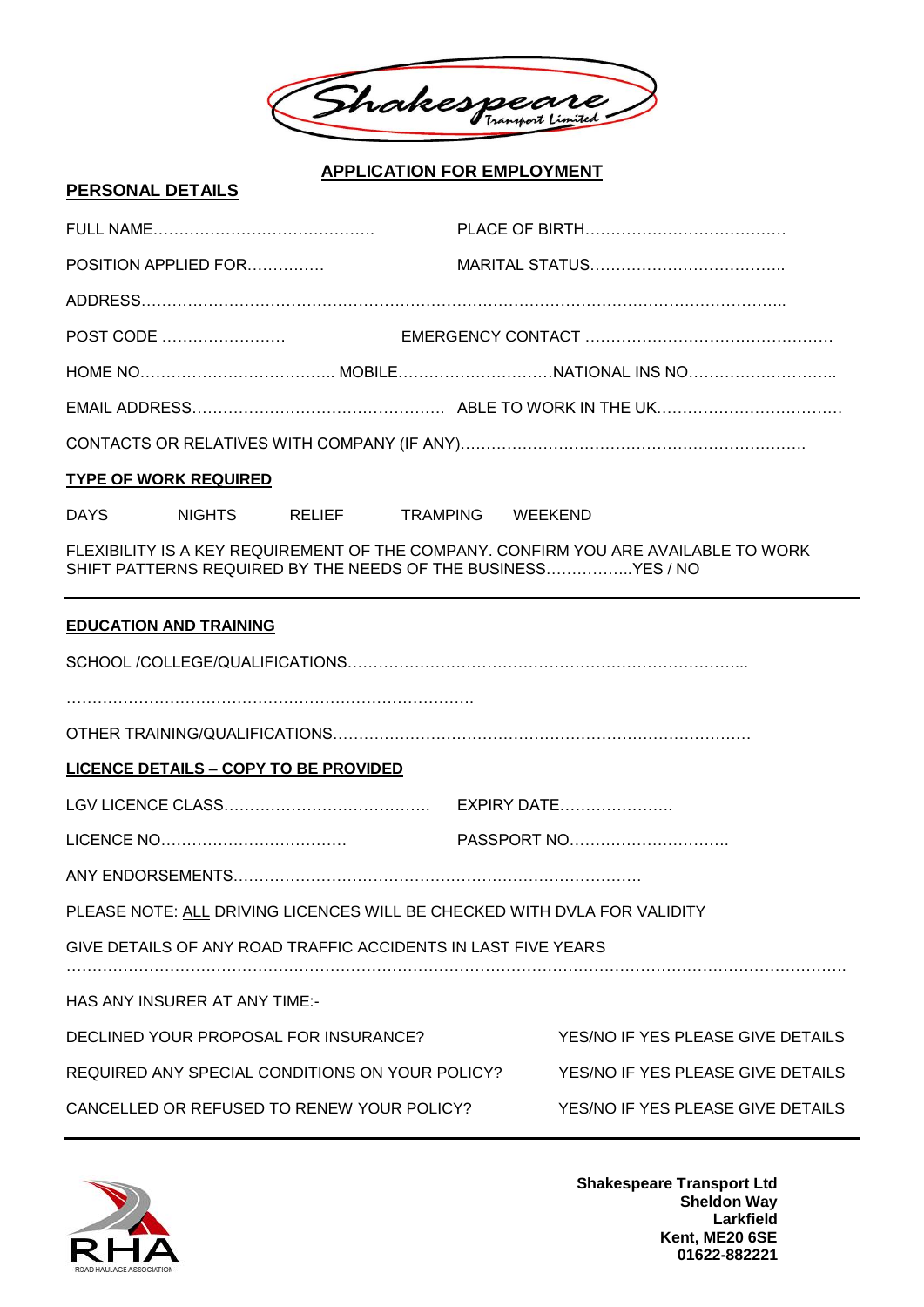Shakespeare Transport Limited

## APPLICATION FOR EMPLOYMENT

### PERSONAL DETAILS

FULL NAME……………………………………. PLACE OF BIRTH…………………………………

POSITION APPLIED FOR…………… MARITAL STATUS………………………………..

ADDRESS……………………………………………………………………………………………………………..

POST CODE …………………… EMERGENCY CONTACT …………………………………………

HOME NO……………………………….. MOBILE…………………………NATIONAL INS NO………………………..

EMAIL ADDRESS…………………………………………. ABLE TO WORK IN THE UK………………………………

CONTACTS OR RELATIVES WITH COMPANY (IF ANY)………………………………………………………….

### TYPE OF WORK REQUIRED

DAYS NIGHTS RELIEF TRAMPING WEEKEND

FLEXIBILITY IS A KEY REQUIREMENT OF THE COMPANY. CONFIRM YOU ARE AVAILABLE TO WORK SHIFT PATTERNS REQUIRED BY THE NEEDS OF THE BUSINESS……………..YES / NO

---

### EDUCATION AND TRAINING

SCHOOL /COLLEGE/QUALIFICATIONS………………………………………………………………….

…………………………………………………………………….

OTHER TRAINING/QUALIFICATIONS……………………………………………………………………….

### LICENCE DETAILS – COPY TO BE PROVIDED

LGV LICENCE CLASS…………………………………. EXPIRY DATE…………………

LICENCE NO……………………………… PASSPORT NO………………………….

ANY ENDORSEMENTS…………………………………………………………………….

PLEASE NOTE: ALL DRIVING LICENCES WILL BE CHECKED WITH DVLA FOR VALIDITY

GIVE DETAILS OF ANY ROAD TRAFFIC ACCIDENTS IN LAST FIVE YEARS

…………………………………………………………………………………………………………………………

HAS ANY INSURER AT ANY TIME:-

DECLINED YOUR PROPOSAL FOR INSURANCE? YES/NO IF YES PLEASE GIVE DETAILS

REQUIRED ANY SPECIAL CONDITIONS ON YOUR POLICY? YES/NO IF YES PLEASE GIVE DETAILS

CANCELLED OR REFUSED TO RENEW YOUR POLICY? YES/NO IF YES PLEASE GIVE DETAILS

---

RHA ROAD HAULAGE ASSOCIATION

**Shakespeare Transport Ltd**
**Sheldon Way**
**Larkfield**
**Kent, ME20 6SE**
**01622-882221**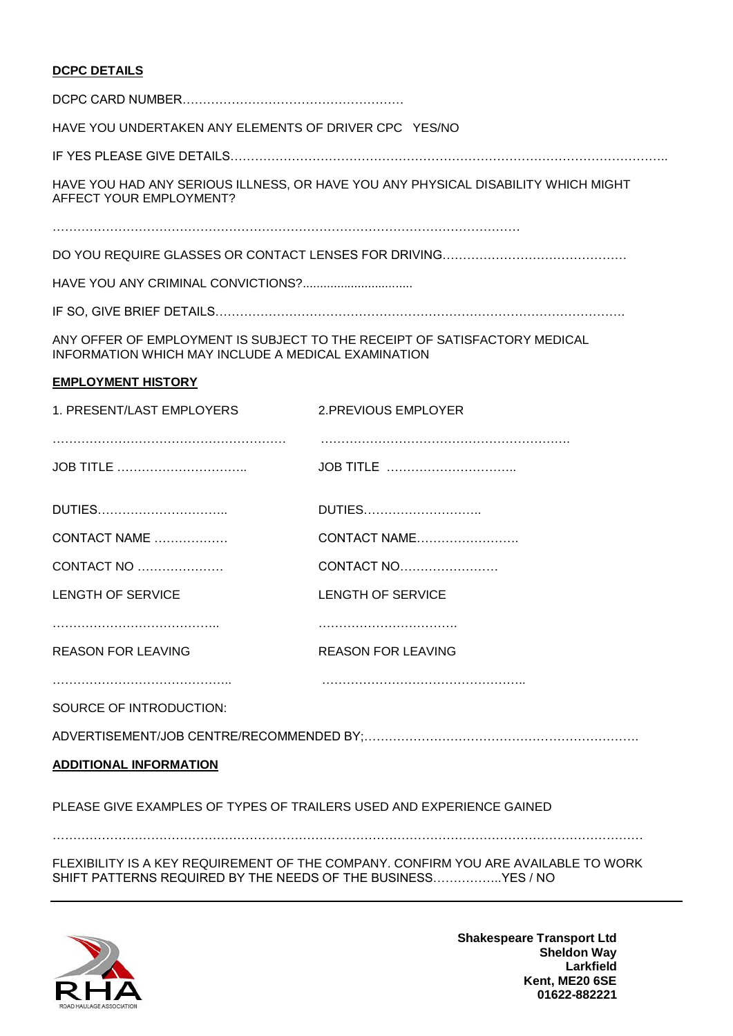**DCPC DETAILS**

DCPC CARD NUMBER………………………………………………

HAVE YOU UNDERTAKEN ANY ELEMENTS OF DRIVER CPC YES/NO

IF YES PLEASE GIVE DETAILS……………………………………………………………………………………………..

HAVE YOU HAD ANY SERIOUS ILLNESS, OR HAVE YOU ANY PHYSICAL DISABILITY WHICH MIGHT AFFECT YOUR EMPLOYMENT?

……………………………………………………………………………………………………

DO YOU REQUIRE GLASSES OR CONTACT LENSES FOR DRIVING………………………………………

HAVE YOU ANY CRIMINAL CONVICTIONS?...............................

IF SO, GIVE BRIEF DETAILS……………………………………………………………………………………….

ANY OFFER OF EMPLOYMENT IS SUBJECT TO THE RECEIPT OF SATISFACTORY MEDICAL INFORMATION WHICH MAY INCLUDE A MEDICAL EXAMINATION

**EMPLOYMENT HISTORY**

| 1. PRESENT/LAST EMPLOYERS | 2.PREVIOUS EMPLOYER |
|---|---|
| ………………………………………………… | …………………………………………………… |
| JOB TITLE ………………………….. | JOB TITLE ………………………….. |
| DUTIES………………………….. | DUTIES……………………….. |
| CONTACT NAME ……………… | CONTACT NAME……………………. |
| CONTACT NO ………………… | CONTACT NO…………………… |
| LENGTH OF SERVICE | LENGTH OF SERVICE |
| ………………………………….. | ……………………………. |
| REASON FOR LEAVING | REASON FOR LEAVING |
| …………………………………….. | ………………………………………….. |

SOURCE OF INTRODUCTION:

ADVERTISEMENT/JOB CENTRE/RECOMMENDED BY;………………………………………………………….

**ADDITIONAL INFORMATION**

PLEASE GIVE EXAMPLES OF TYPES OF TRAILERS USED AND EXPERIENCE GAINED

……………………………………………………………………………………………………………………

FLEXIBILITY IS A KEY REQUIREMENT OF THE COMPANY. CONFIRM YOU ARE AVAILABLE TO WORK SHIFT PATTERNS REQUIRED BY THE NEEDS OF THE BUSINESS……………..YES / NO

RHA ROAD HAULAGE ASSOCIATION

**Shakespeare Transport Ltd**
**Sheldon Way**
**Larkfield**
**Kent, ME20 6SE**
**01622-882221**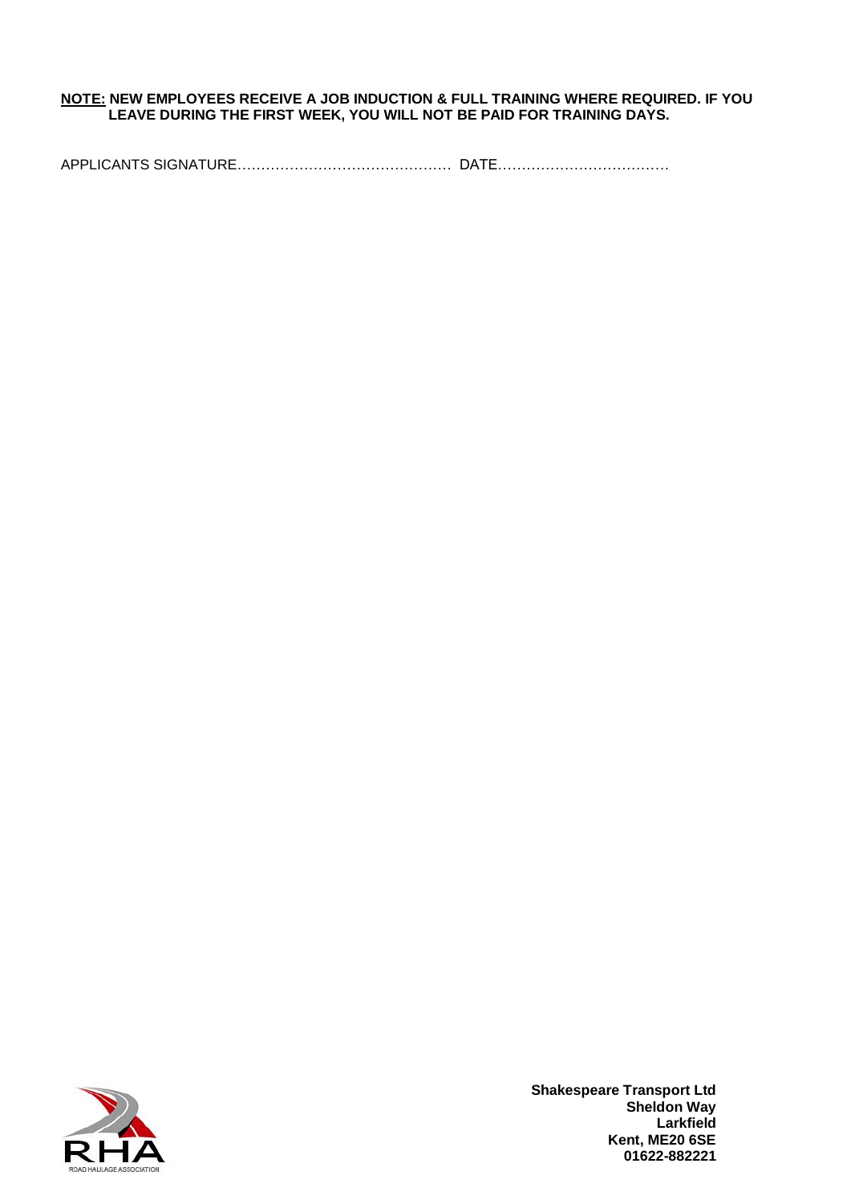**<u>NOTE:</u> NEW EMPLOYEES RECEIVE A JOB INDUCTION & FULL TRAINING WHERE REQUIRED. IF YOU LEAVE DURING THE FIRST WEEK, YOU WILL NOT BE PAID FOR TRAINING DAYS.**

APPLICANTS SIGNATURE……………………………………… DATE………………………………

RHA
ROAD HAULAGE ASSOCIATION

**Shakespeare Transport Ltd**
**Sheldon Way**
**Larkfield**
**Kent, ME20 6SE**
**01622-882221**